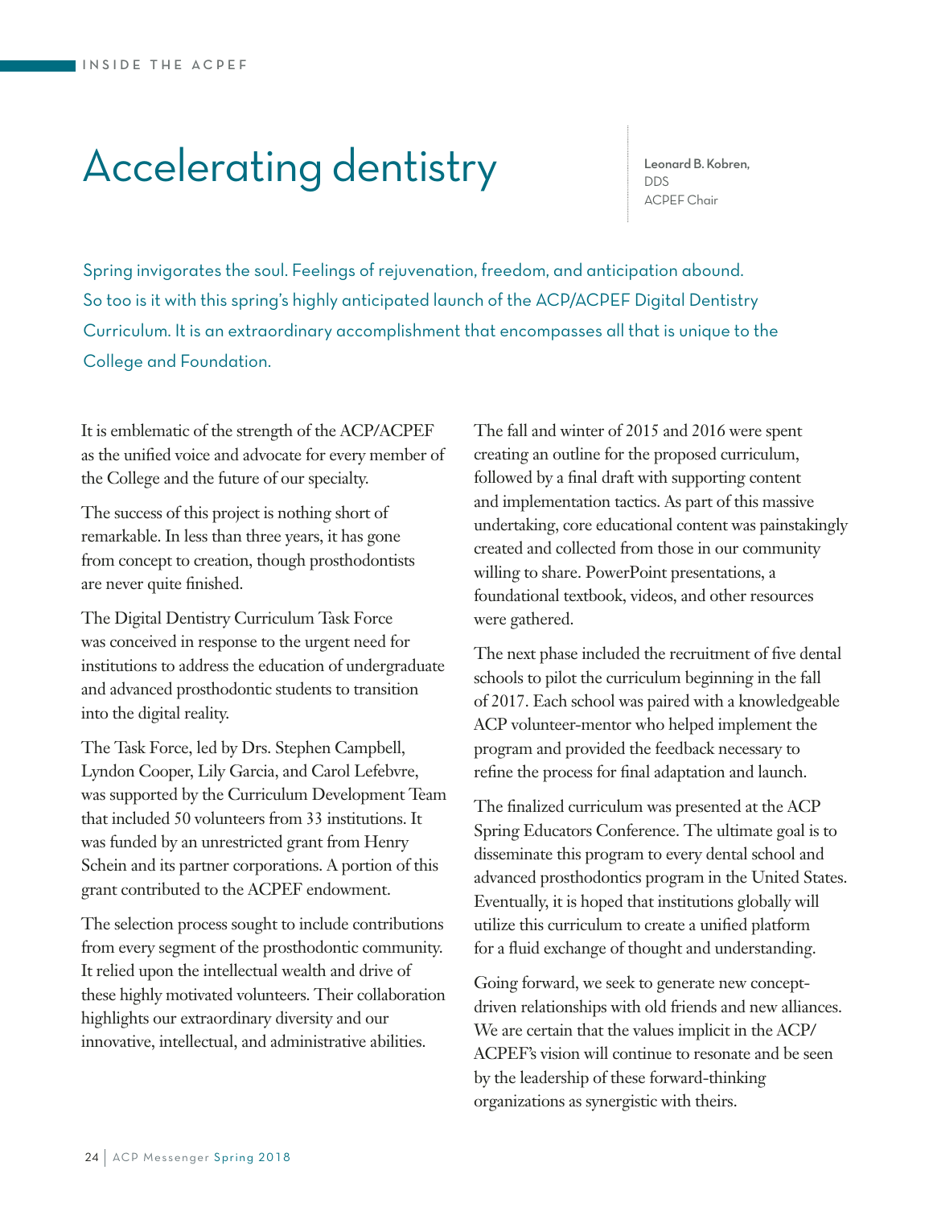INSIDE THE ACPEF

# Accelerating dentistry

**Leonard B. Kobren,**
DDS
ACPEF Chair

Spring invigorates the soul. Feelings of rejuvenation, freedom, and anticipation abound. So too is it with this spring's highly anticipated launch of the ACP/ACPEF Digital Dentistry Curriculum. It is an extraordinary accomplishment that encompasses all that is unique to the College and Foundation.

It is emblematic of the strength of the ACP/ACPEF as the unified voice and advocate for every member of the College and the future of our specialty.

The success of this project is nothing short of remarkable. In less than three years, it has gone from concept to creation, though prosthodontists are never quite finished.

The Digital Dentistry Curriculum Task Force was conceived in response to the urgent need for institutions to address the education of undergraduate and advanced prosthodontic students to transition into the digital reality.

The Task Force, led by Drs. Stephen Campbell, Lyndon Cooper, Lily Garcia, and Carol Lefebvre, was supported by the Curriculum Development Team that included 50 volunteers from 33 institutions. It was funded by an unrestricted grant from Henry Schein and its partner corporations. A portion of this grant contributed to the ACPEF endowment.

The selection process sought to include contributions from every segment of the prosthodontic community. It relied upon the intellectual wealth and drive of these highly motivated volunteers. Their collaboration highlights our extraordinary diversity and our innovative, intellectual, and administrative abilities.

The fall and winter of 2015 and 2016 were spent creating an outline for the proposed curriculum, followed by a final draft with supporting content and implementation tactics. As part of this massive undertaking, core educational content was painstakingly created and collected from those in our community willing to share. PowerPoint presentations, a foundational textbook, videos, and other resources were gathered.

The next phase included the recruitment of five dental schools to pilot the curriculum beginning in the fall of 2017. Each school was paired with a knowledgeable ACP volunteer-mentor who helped implement the program and provided the feedback necessary to refine the process for final adaptation and launch.

The finalized curriculum was presented at the ACP Spring Educators Conference. The ultimate goal is to disseminate this program to every dental school and advanced prosthodontics program in the United States. Eventually, it is hoped that institutions globally will utilize this curriculum to create a unified platform for a fluid exchange of thought and understanding.

Going forward, we seek to generate new concept-driven relationships with old friends and new alliances. We are certain that the values implicit in the ACP/ACPEF's vision will continue to resonate and be seen by the leadership of these forward-thinking organizations as synergistic with theirs.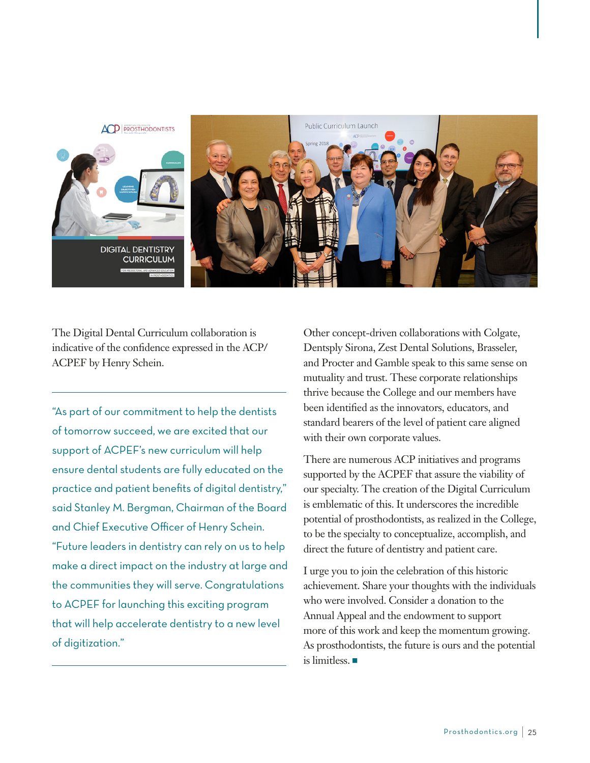The Digital Dental Curriculum collaboration is indicative of the confidence expressed in the ACP/ ACPEF by Henry Schein.

"As part of our commitment to help the dentists of tomorrow succeed, we are excited that our support of ACPEF's new curriculum will help ensure dental students are fully educated on the practice and patient benefits of digital dentistry," said Stanley M. Bergman, Chairman of the Board and Chief Executive Officer of Henry Schein. "Future leaders in dentistry can rely on us to help make a direct impact on the industry at large and the communities they will serve. Congratulations to ACPEF for launching this exciting program that will help accelerate dentistry to a new level of digitization."

Other concept-driven collaborations with Colgate, Dentsply Sirona, Zest Dental Solutions, Brasseler, and Procter and Gamble speak to this same sense on mutuality and trust. These corporate relationships thrive because the College and our members have been identified as the innovators, educators, and standard bearers of the level of patient care aligned with their own corporate values.

There are numerous ACP initiatives and programs supported by the ACPEF that assure the viability of our specialty. The creation of the Digital Curriculum is emblematic of this. It underscores the incredible potential of prosthodontists, as realized in the College, to be the specialty to conceptualize, accomplish, and direct the future of dentistry and patient care.

I urge you to join the celebration of this historic achievement. Share your thoughts with the individuals who were involved. Consider a donation to the Annual Appeal and the endowment to support more of this work and keep the momentum growing. As prosthodontists, the future is ours and the potential is limitless. ■